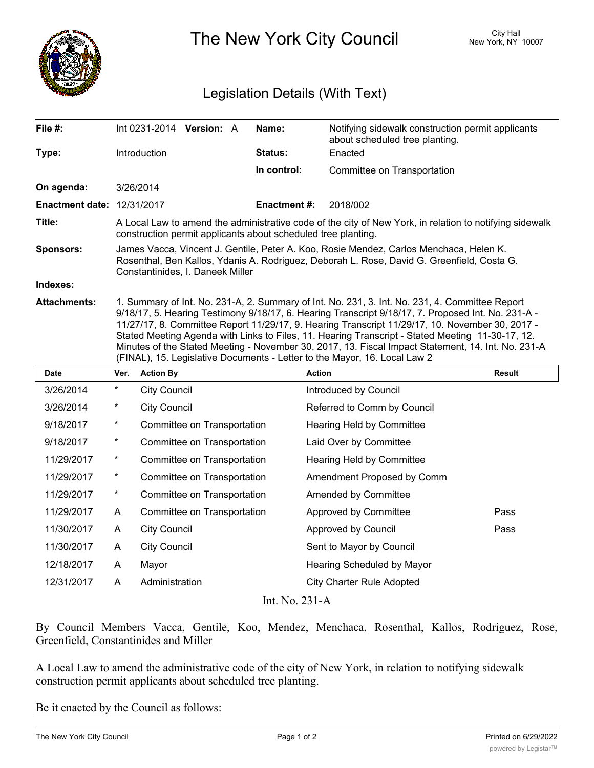# The New York City Council

City Hall
New York, NY 10007

## Legislation Details (With Text)

| | | | |
|---|---|---|---|
| **File #:** | Int 0231-2014 **Version:** A | **Name:** | Notifying sidewalk construction permit applicants about scheduled tree planting. |
| **Type:** | Introduction | **Status:** | Enacted |
| | | **In control:** | Committee on Transportation |
| **On agenda:** | 3/26/2014 | | |
| **Enactment date:** | 12/31/2017 | **Enactment #:** | 2018/002 |

**Title:** A Local Law to amend the administrative code of the city of New York, in relation to notifying sidewalk construction permit applicants about scheduled tree planting.

**Sponsors:** James Vacca, Vincent J. Gentile, Peter A. Koo, Rosie Mendez, Carlos Menchaca, Helen K. Rosenthal, Ben Kallos, Ydanis A. Rodriguez, Deborah L. Rose, David G. Greenfield, Costa G. Constantinides, I. Daneek Miller

**Indexes:**

**Attachments:** 1. Summary of Int. No. 231-A, 2. Summary of Int. No. 231, 3. Int. No. 231, 4. Committee Report 9/18/17, 5. Hearing Testimony 9/18/17, 6. Hearing Transcript 9/18/17, 7. Proposed Int. No. 231-A - 11/27/17, 8. Committee Report 11/29/17, 9. Hearing Transcript 11/29/17, 10. November 30, 2017 - Stated Meeting Agenda with Links to Files, 11. Hearing Transcript - Stated Meeting 11-30-17, 12. Minutes of the Stated Meeting - November 30, 2017, 13. Fiscal Impact Statement, 14. Int. No. 231-A (FINAL), 15. Legislative Documents - Letter to the Mayor, 16. Local Law 2

| Date | Ver. | Action By | Action | Result |
|---|---|---|---|---|
| 3/26/2014 | * | City Council | Introduced by Council | |
| 3/26/2014 | * | City Council | Referred to Comm by Council | |
| 9/18/2017 | * | Committee on Transportation | Hearing Held by Committee | |
| 9/18/2017 | * | Committee on Transportation | Laid Over by Committee | |
| 11/29/2017 | * | Committee on Transportation | Hearing Held by Committee | |
| 11/29/2017 | * | Committee on Transportation | Amendment Proposed by Comm | |
| 11/29/2017 | * | Committee on Transportation | Amended by Committee | |
| 11/29/2017 | A | Committee on Transportation | Approved by Committee | Pass |
| 11/30/2017 | A | City Council | Approved by Council | Pass |
| 11/30/2017 | A | City Council | Sent to Mayor by Council | |
| 12/18/2017 | A | Mayor | Hearing Scheduled by Mayor | |
| 12/31/2017 | A | Administration | City Charter Rule Adopted | |

Int. No. 231-A

By Council Members Vacca, Gentile, Koo, Mendez, Menchaca, Rosenthal, Kallos, Rodriguez, Rose, Greenfield, Constantinides and Miller

A Local Law to amend the administrative code of the city of New York, in relation to notifying sidewalk construction permit applicants about scheduled tree planting.

Be it enacted by the Council as follows: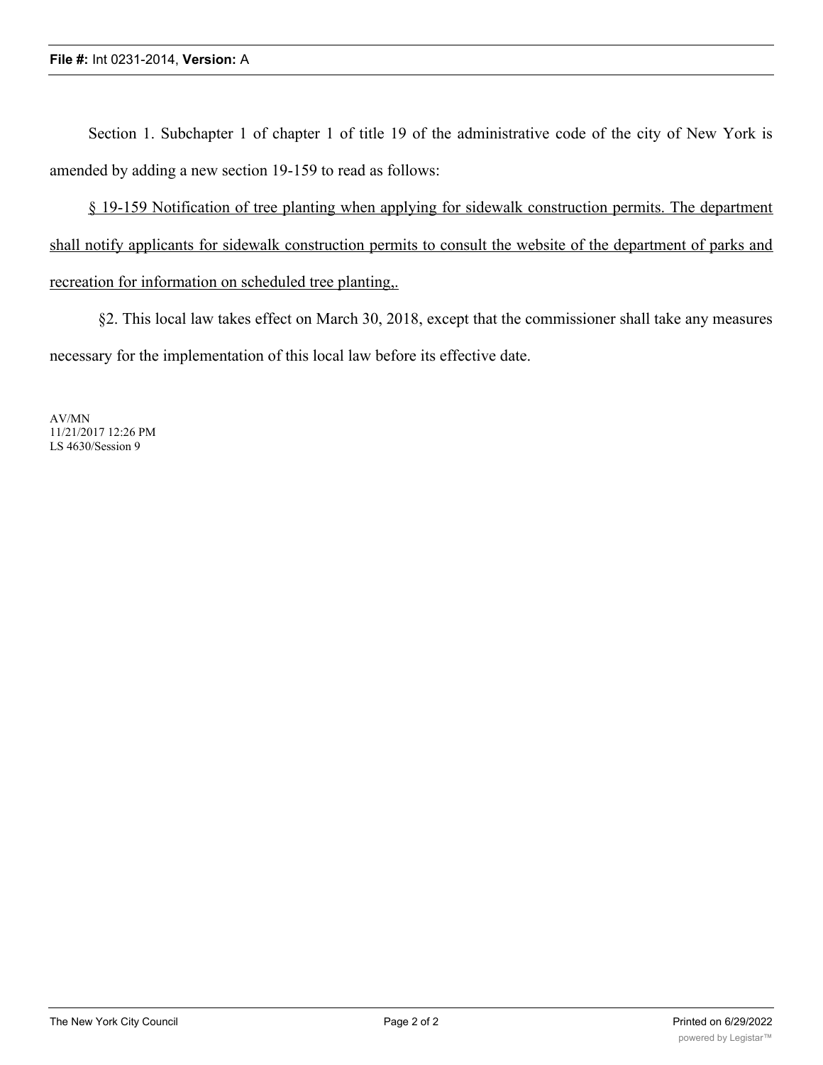Section 1. Subchapter 1 of chapter 1 of title 19 of the administrative code of the city of New York is amended by adding a new section 19-159 to read as follows:

§ 19-159 Notification of tree planting when applying for sidewalk construction permits. The department shall notify applicants for sidewalk construction permits to consult the website of the department of parks and recreation for information on scheduled tree planting,.

§2. This local law takes effect on March 30, 2018, except that the commissioner shall take any measures necessary for the implementation of this local law before its effective date.

AV/MN
11/21/2017 12:26 PM
LS 4630/Session 9